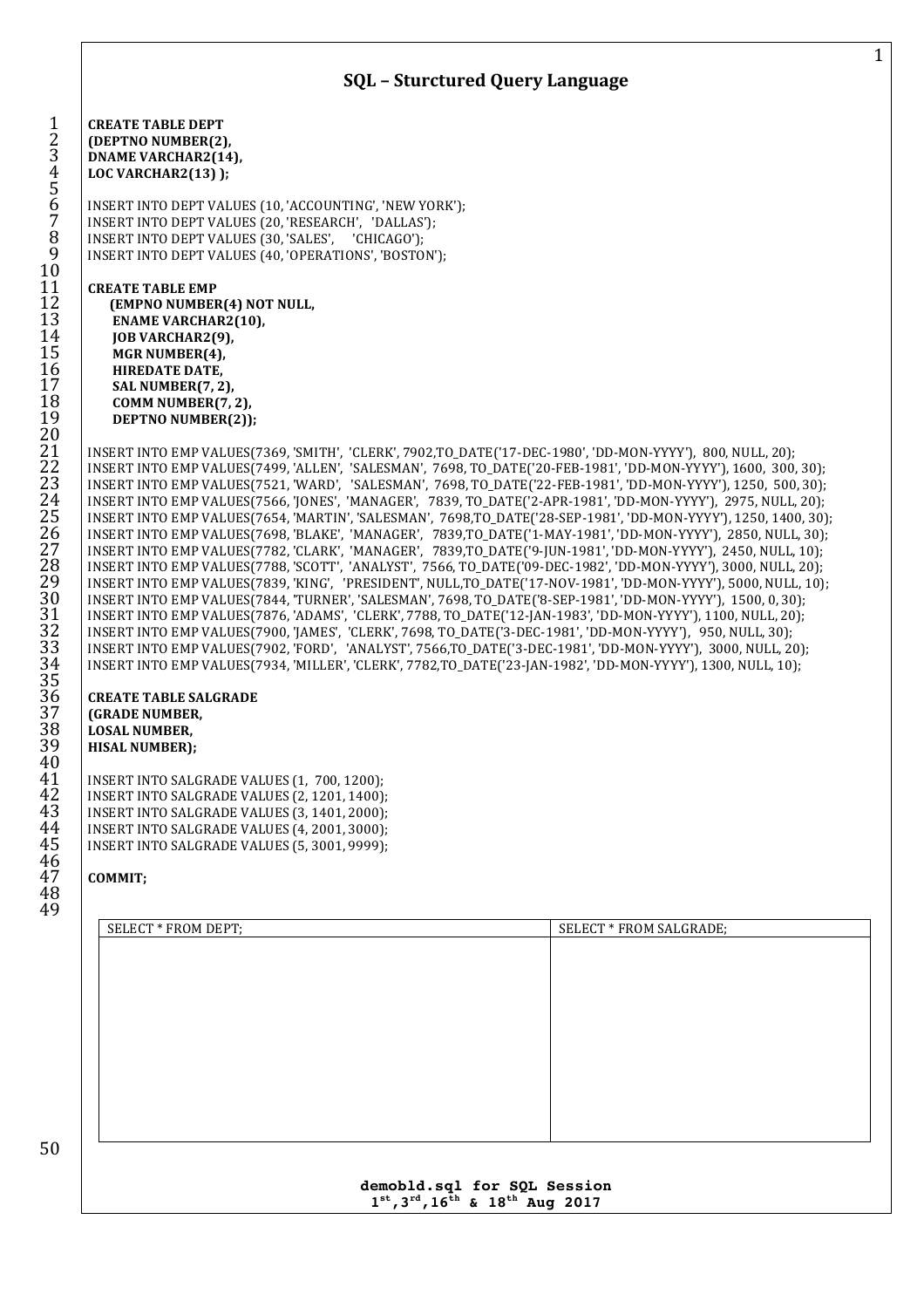# SQL – Sturctured Query Language

```
CREATE TABLE DEPT
(DEPTNO NUMBER(2),
DNAME VARCHAR2(14),
LOC VARCHAR2(13) );

INSERT INTO DEPT VALUES (10, 'ACCOUNTING', 'NEW YORK');
INSERT INTO DEPT VALUES (20, 'RESEARCH',   'DALLAS');
INSERT INTO DEPT VALUES (30, 'SALES',      'CHICAGO');
INSERT INTO DEPT VALUES (40, 'OPERATIONS', 'BOSTON');

CREATE TABLE EMP
     (EMPNO NUMBER(4) NOT NULL,
      ENAME VARCHAR2(10),
      JOB VARCHAR2(9),
      MGR NUMBER(4),
      HIREDATE DATE,
      SAL NUMBER(7, 2),
      COMM NUMBER(7, 2),
      DEPTNO NUMBER(2));

INSERT INTO EMP VALUES(7369, 'SMITH',  'CLERK', 7902,TO_DATE('17-DEC-1980', 'DD-MON-YYYY'),  800, NULL, 20);
INSERT INTO EMP VALUES(7499, 'ALLEN',  'SALESMAN',  7698, TO_DATE('20-FEB-1981', 'DD-MON-YYYY'), 1600,  300, 30);
INSERT INTO EMP VALUES(7521, 'WARD',   'SALESMAN',  7698, TO_DATE('22-FEB-1981', 'DD-MON-YYYY'), 1250,  500, 30);
INSERT INTO EMP VALUES(7566, 'JONES',  'MANAGER',   7839, TO_DATE('2-APR-1981', 'DD-MON-YYYY'),  2975, NULL, 20);
INSERT INTO EMP VALUES(7654, 'MARTIN', 'SALESMAN',  7698,TO_DATE('28-SEP-1981', 'DD-MON-YYYY'), 1250, 1400, 30);
INSERT INTO EMP VALUES(7698, 'BLAKE',  'MANAGER',   7839,TO_DATE('1-MAY-1981', 'DD-MON-YYYY'),  2850, NULL, 30);
INSERT INTO EMP VALUES(7782, 'CLARK',  'MANAGER',   7839,TO_DATE('9-JUN-1981', 'DD-MON-YYYY'),  2450, NULL, 10);
INSERT INTO EMP VALUES(7788, 'SCOTT',  'ANALYST',  7566, TO_DATE('09-DEC-1982', 'DD-MON-YYYY'), 3000, NULL, 20);
INSERT INTO EMP VALUES(7839, 'KING',   'PRESIDENT', NULL,TO_DATE('17-NOV-1981', 'DD-MON-YYYY'), 5000, NULL, 10);
INSERT INTO EMP VALUES(7844, 'TURNER', 'SALESMAN', 7698, TO_DATE('8-SEP-1981', 'DD-MON-YYYY'),  1500, 0, 30);
INSERT INTO EMP VALUES(7876, 'ADAMS',  'CLERK', 7788, TO_DATE('12-JAN-1983', 'DD-MON-YYYY'), 1100, NULL, 20);
INSERT INTO EMP VALUES(7900, 'JAMES',  'CLERK', 7698, TO_DATE('3-DEC-1981', 'DD-MON-YYYY'),   950, NULL, 30);
INSERT INTO EMP VALUES(7902, 'FORD',   'ANALYST', 7566,TO_DATE('3-DEC-1981', 'DD-MON-YYYY'),  3000, NULL, 20);
INSERT INTO EMP VALUES(7934, 'MILLER', 'CLERK', 7782,TO_DATE('23-JAN-1982', 'DD-MON-YYYY'), 1300, NULL, 10);

CREATE TABLE SALGRADE
(GRADE NUMBER,
LOSAL NUMBER,
HISAL NUMBER);

INSERT INTO SALGRADE VALUES (1,  700, 1200);
INSERT INTO SALGRADE VALUES (2, 1201, 1400);
INSERT INTO SALGRADE VALUES (3, 1401, 2000);
INSERT INTO SALGRADE VALUES (4, 2001, 3000);
INSERT INTO SALGRADE VALUES (5, 3001, 9999);

COMMIT;
```

| SELECT * FROM DEPT; | SELECT * FROM SALGRADE; |
| --- | --- |
| | |

**demobld.sql for SQL Session**
**1st, 3rd, 16th & 18th Aug 2017**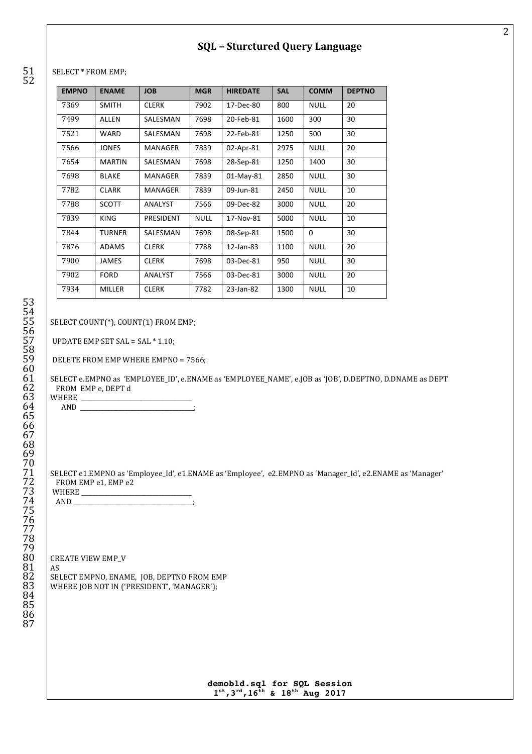## SQL – Sturctured Query Language

SELECT * FROM EMP;

| EMPNO | ENAME | JOB | MGR | HIREDATE | SAL | COMM | DEPTNO |
|---|---|---|---|---|---|---|---|
| 7369 | SMITH | CLERK | 7902 | 17-Dec-80 | 800 | NULL | 20 |
| 7499 | ALLEN | SALESMAN | 7698 | 20-Feb-81 | 1600 | 300 | 30 |
| 7521 | WARD | SALESMAN | 7698 | 22-Feb-81 | 1250 | 500 | 30 |
| 7566 | JONES | MANAGER | 7839 | 02-Apr-81 | 2975 | NULL | 20 |
| 7654 | MARTIN | SALESMAN | 7698 | 28-Sep-81 | 1250 | 1400 | 30 |
| 7698 | BLAKE | MANAGER | 7839 | 01-May-81 | 2850 | NULL | 30 |
| 7782 | CLARK | MANAGER | 7839 | 09-Jun-81 | 2450 | NULL | 10 |
| 7788 | SCOTT | ANALYST | 7566 | 09-Dec-82 | 3000 | NULL | 20 |
| 7839 | KING | PRESIDENT | NULL | 17-Nov-81 | 5000 | NULL | 10 |
| 7844 | TURNER | SALESMAN | 7698 | 08-Sep-81 | 1500 | 0 | 30 |
| 7876 | ADAMS | CLERK | 7788 | 12-Jan-83 | 1100 | NULL | 20 |
| 7900 | JAMES | CLERK | 7698 | 03-Dec-81 | 950 | NULL | 30 |
| 7902 | FORD | ANALYST | 7566 | 03-Dec-81 | 3000 | NULL | 20 |
| 7934 | MILLER | CLERK | 7782 | 23-Jan-82 | 1300 | NULL | 10 |

```
SELECT COUNT(*), COUNT(1) FROM EMP;

UPDATE EMP SET SAL = SAL * 1.10;

DELETE FROM EMP WHERE EMPNO = 7566;

SELECT e.EMPNO as 'EMPLOYEE_ID', e.ENAME as 'EMPLOYEE_NAME', e.JOB as 'JOB', D.DEPTNO, D.DNAME as DEPT
  FROM EMP e, DEPT d
WHERE ______________________________
   AND ______________________________;

SELECT e1.EMPNO as 'Employee_Id', e1.ENAME as 'Employee', e2.EMPNO as 'Manager_Id', e2.ENAME as 'Manager'
  FROM EMP e1, EMP e2
 WHERE ______________________________
  AND ________________________________;

CREATE VIEW EMP_V
AS
SELECT EMPNO, ENAME, JOB, DEPTNO FROM EMP
WHERE JOB NOT IN ('PRESIDENT', 'MANAGER');
```

**demobld.sql for SQL Session**
**1st,3rd,16th & 18th Aug 2017**